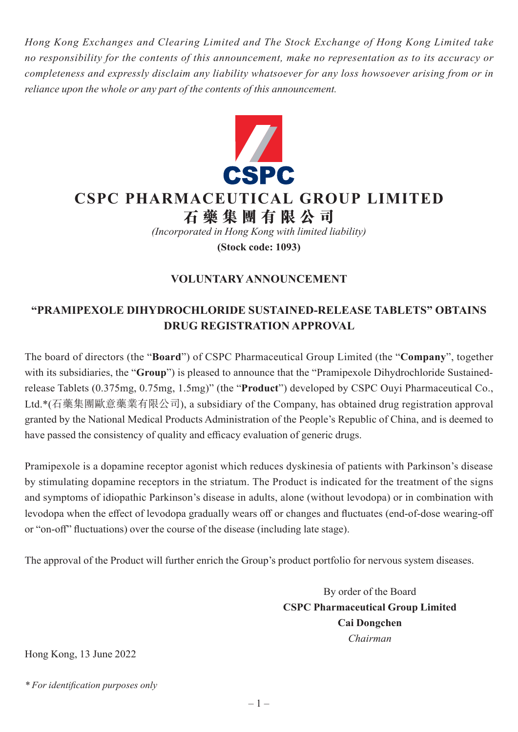*Hong Kong Exchanges and Clearing Limited and The Stock Exchange of Hong Kong Limited take no responsibility for the contents of this announcement, make no representation as to its accuracy or completeness and expressly disclaim any liability whatsoever for any loss howsoever arising from or in reliance upon the whole or any part of the contents of this announcement.*

CSPC

# CSPC PHARMACEUTICAL GROUP LIMITED
# 石藥集團有限公司

*(Incorporated in Hong Kong with limited liability)*

**(Stock code: 1093)**

## VOLUNTARY ANNOUNCEMENT

## "PRAMIPEXOLE DIHYDROCHLORIDE SUSTAINED-RELEASE TABLETS" OBTAINS DRUG REGISTRATION APPROVAL

The board of directors (the "**Board**") of CSPC Pharmaceutical Group Limited (the "**Company**", together with its subsidiaries, the "**Group**") is pleased to announce that the "Pramipexole Dihydrochloride Sustained-release Tablets (0.375mg, 0.75mg, 1.5mg)" (the "**Product**") developed by CSPC Ouyi Pharmaceutical Co., Ltd.*(石藥集團歐意藥業有限公司), a subsidiary of the Company, has obtained drug registration approval granted by the National Medical Products Administration of the People's Republic of China, and is deemed to have passed the consistency of quality and efficacy evaluation of generic drugs.

Pramipexole is a dopamine receptor agonist which reduces dyskinesia of patients with Parkinson's disease by stimulating dopamine receptors in the striatum. The Product is indicated for the treatment of the signs and symptoms of idiopathic Parkinson's disease in adults, alone (without levodopa) or in combination with levodopa when the effect of levodopa gradually wears off or changes and fluctuates (end-of-dose wearing-off or "on-off" fluctuations) over the course of the disease (including late stage).

The approval of the Product will further enrich the Group's product portfolio for nervous system diseases.

By order of the Board
**CSPC Pharmaceutical Group Limited**
**Cai Dongchen**
*Chairman*

Hong Kong, 13 June 2022

*\* For identification purposes only*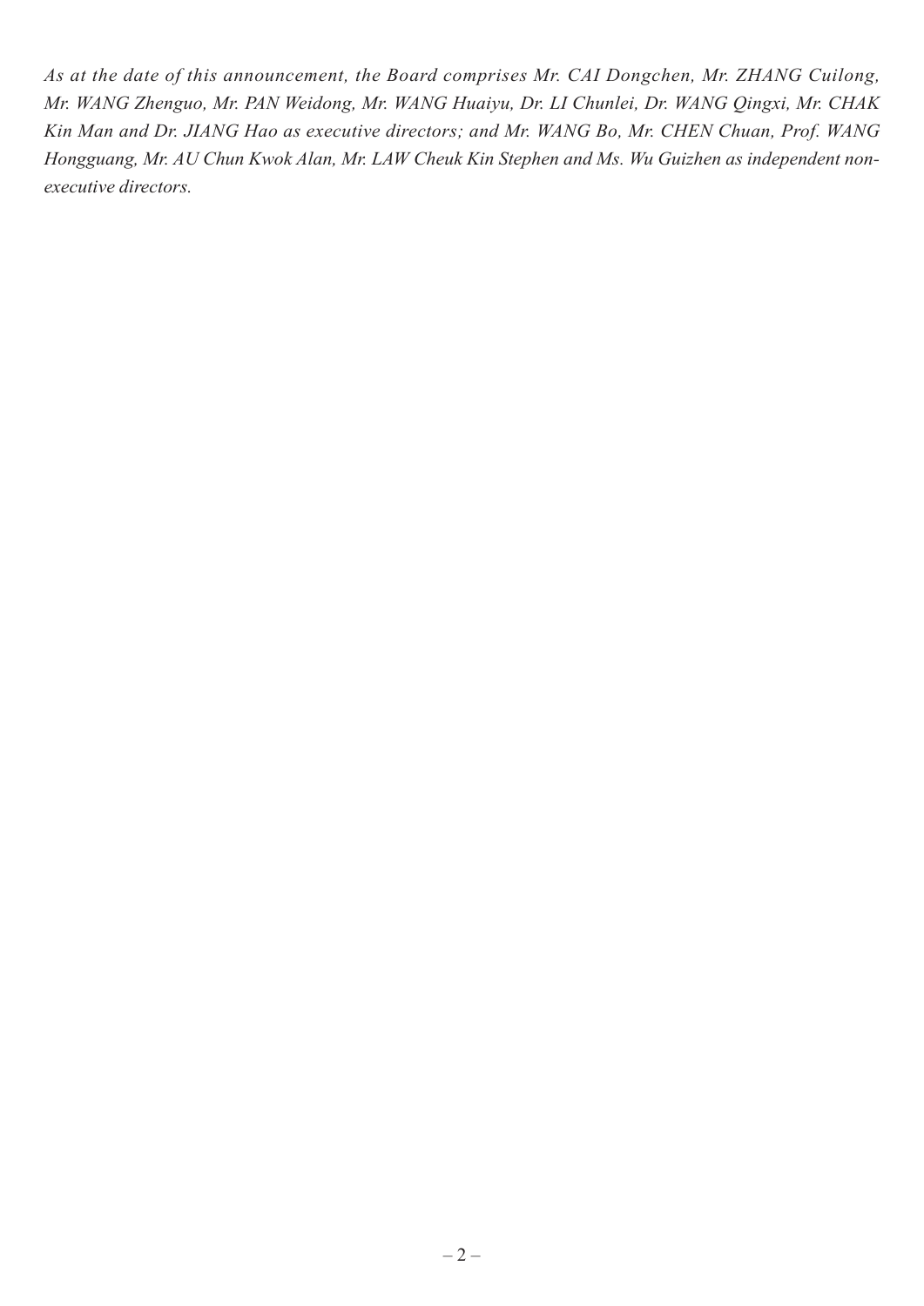*As at the date of this announcement, the Board comprises Mr. CAI Dongchen, Mr. ZHANG Cuilong, Mr. WANG Zhenguo, Mr. PAN Weidong, Mr. WANG Huaiyu, Dr. LI Chunlei, Dr. WANG Qingxi, Mr. CHAK Kin Man and Dr. JIANG Hao as executive directors; and Mr. WANG Bo, Mr. CHEN Chuan, Prof. WANG Hongguang, Mr. AU Chun Kwok Alan, Mr. LAW Cheuk Kin Stephen and Ms. Wu Guizhen as independent non-executive directors.*